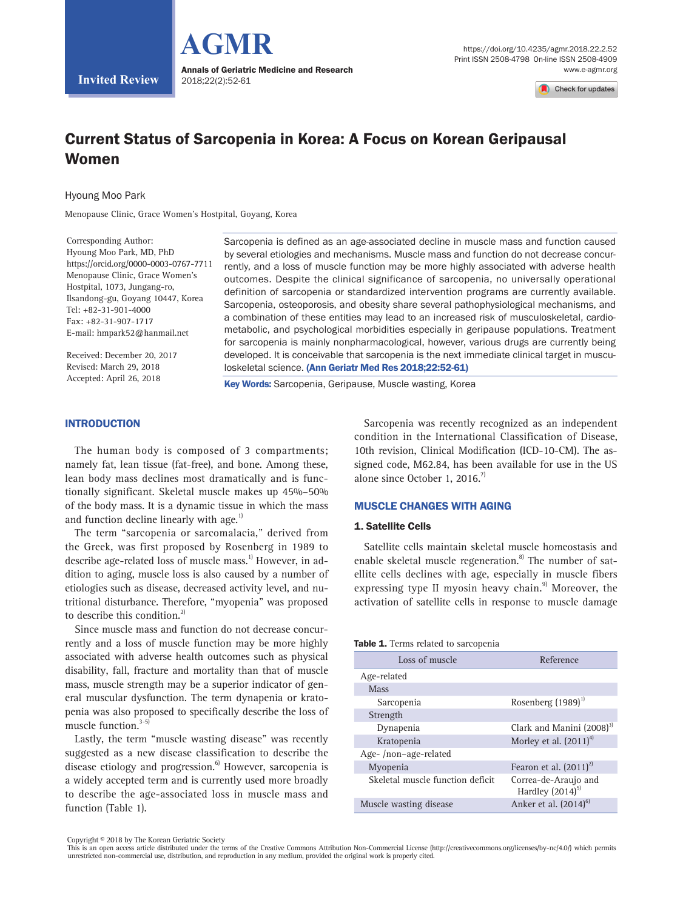Invited Review

# Current Status of Sarcopenia in Korea: A Focus on Korean Geripausal Women

Hyoung Moo Park

Menopause Clinic, Grace Women's Hostpital, Goyang, Korea

Corresponding Author:
Hyoung Moo Park, MD, PhD
https://orcid.org/0000-0003-0767-7711
Menopause Clinic, Grace Women's Hostpital, 1073, Jungang-ro, Ilsandong-gu, Goyang 10447, Korea
Tel: +82-31-901-4000
Fax: +82-31-907-1717
E-mail: hmpark52@hanmail.net

Received: December 20, 2017
Revised: March 29, 2018
Accepted: April 26, 2018

Sarcopenia is defined as an age-associated decline in muscle mass and function caused by several etiologies and mechanisms. Muscle mass and function do not decrease concurrently, and a loss of muscle function may be more highly associated with adverse health outcomes. Despite the clinical significance of sarcopenia, no universally operational definition of sarcopenia or standardized intervention programs are currently available. Sarcopenia, osteoporosis, and obesity share several pathophysiological mechanisms, and a combination of these entities may lead to an increased risk of musculoskeletal, cardiometabolic, and psychological morbidities especially in geripause populations. Treatment for sarcopenia is mainly nonpharmacological, however, various drugs are currently being developed. It is conceivable that sarcopenia is the next immediate clinical target in musculoskeletal science. **(Ann Geriatr Med Res 2018;22:52-61)**

**Key Words:** Sarcopenia, Geripause, Muscle wasting, Korea

## INTRODUCTION

The human body is composed of 3 compartments; namely fat, lean tissue (fat-free), and bone. Among these, lean body mass declines most dramatically and is functionally significant. Skeletal muscle makes up 45%–50% of the body mass. It is a dynamic tissue in which the mass and function decline linearly with age.[1]

The term "sarcopenia or sarcomalacia," derived from the Greek, was first proposed by Rosenberg in 1989 to describe age-related loss of muscle mass.[1] However, in addition to aging, muscle loss is also caused by a number of etiologies such as disease, decreased activity level, and nutritional disturbance. Therefore, "myopenia" was proposed to describe this condition.[2]

Since muscle mass and function do not decrease concurrently and a loss of muscle function may be more highly associated with adverse health outcomes such as physical disability, fall, fracture and mortality than that of muscle mass, muscle strength may be a superior indicator of general muscular dysfunction. The term dynapenia or kratopenia was also proposed to specifically describe the loss of muscle function.[3-5]

Lastly, the term "muscle wasting disease" was recently suggested as a new disease classification to describe the disease etiology and progression.[6] However, sarcopenia is a widely accepted term and is currently used more broadly to describe the age-associated loss in muscle mass and function (Table 1).

Sarcopenia was recently recognized as an independent condition in the International Classification of Disease, 10th revision, Clinical Modification (ICD-10-CM). The assigned code, M62.84, has been available for use in the US alone since October 1, 2016.[7]

## MUSCLE CHANGES WITH AGING

### 1. Satellite Cells

Satellite cells maintain skeletal muscle homeostasis and enable skeletal muscle regeneration.[8] The number of satellite cells declines with age, especially in muscle fibers expressing type II myosin heavy chain.[9] Moreover, the activation of satellite cells in response to muscle damage

**Table 1.** Terms related to sarcopenia

| Loss of muscle | Reference |
|---|---|
| Age-related | |
| Mass | |
| Sarcopenia | Rosenberg (1989)[1] |
| Strength | |
| Dynapenia | Clark and Manini (2008)[3] |
| Kratopenia | Morley et al. (2011)[4] |
| Age- /non–age-related | |
| Myopenia | Fearon et al. (2011)[2] |
| Skeletal muscle function deficit | Correa-de-Araujo and Hardley (2014)[5] |
| Muscle wasting disease | Anker et al. (2014)[6] |

Copyright © 2018 by The Korean Geriatric Society
This is an open access article distributed under the terms of the Creative Commons Attribution Non-Commercial License (http://creativecommons.org/licenses/by-nc/4.0/) which permits unrestricted non-commercial use, distribution, and reproduction in any medium, provided the original work is properly cited.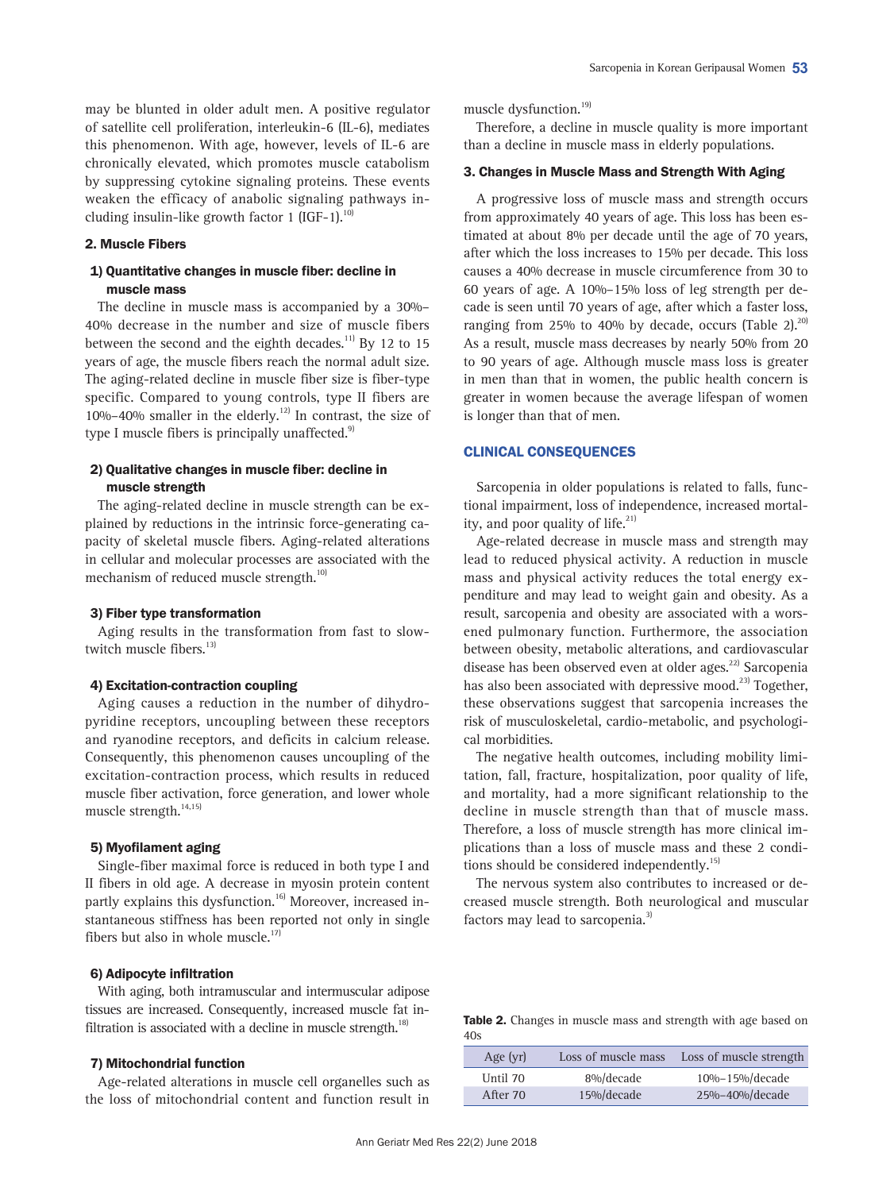may be blunted in older adult men. A positive regulator of satellite cell proliferation, interleukin-6 (IL-6), mediates this phenomenon. With age, however, levels of IL-6 are chronically elevated, which promotes muscle catabolism by suppressing cytokine signaling proteins. These events weaken the efficacy of anabolic signaling pathways including insulin-like growth factor 1 (IGF-1).[10]

### 2. Muscle Fibers

#### 1) Quantitative changes in muscle fiber: decline in muscle mass

The decline in muscle mass is accompanied by a 30%–40% decrease in the number and size of muscle fibers between the second and the eighth decades.[11] By 12 to 15 years of age, the muscle fibers reach the normal adult size. The aging-related decline in muscle fiber size is fiber-type specific. Compared to young controls, type II fibers are 10%–40% smaller in the elderly.[12] In contrast, the size of type I muscle fibers is principally unaffected.[9]

#### 2) Qualitative changes in muscle fiber: decline in muscle strength

The aging-related decline in muscle strength can be explained by reductions in the intrinsic force-generating capacity of skeletal muscle fibers. Aging-related alterations in cellular and molecular processes are associated with the mechanism of reduced muscle strength.[10]

#### 3) Fiber type transformation

Aging results in the transformation from fast to slow-twitch muscle fibers.[13]

#### 4) Excitation-contraction coupling

Aging causes a reduction in the number of dihydropyridine receptors, uncoupling between these receptors and ryanodine receptors, and deficits in calcium release. Consequently, this phenomenon causes uncoupling of the excitation-contraction process, which results in reduced muscle fiber activation, force generation, and lower whole muscle strength.[14,15]

#### 5) Myofilament aging

Single-fiber maximal force is reduced in both type I and II fibers in old age. A decrease in myosin protein content partly explains this dysfunction.[16] Moreover, increased instantaneous stiffness has been reported not only in single fibers but also in whole muscle.[17]

#### 6) Adipocyte infiltration

With aging, both intramuscular and intermuscular adipose tissues are increased. Consequently, increased muscle fat infiltration is associated with a decline in muscle strength.[18]

#### 7) Mitochondrial function

Age-related alterations in muscle cell organelles such as the loss of mitochondrial content and function result in muscle dysfunction.[19]

Therefore, a decline in muscle quality is more important than a decline in muscle mass in elderly populations.

### 3. Changes in Muscle Mass and Strength With Aging

A progressive loss of muscle mass and strength occurs from approximately 40 years of age. This loss has been estimated at about 8% per decade until the age of 70 years, after which the loss increases to 15% per decade. This loss causes a 40% decrease in muscle circumference from 30 to 60 years of age. A 10%–15% loss of leg strength per decade is seen until 70 years of age, after which a faster loss, ranging from 25% to 40% by decade, occurs (Table 2).[20] As a result, muscle mass decreases by nearly 50% from 20 to 90 years of age. Although muscle mass loss is greater in men than that in women, the public health concern is greater in women because the average lifespan of women is longer than that of men.

## CLINICAL CONSEQUENCES

Sarcopenia in older populations is related to falls, functional impairment, loss of independence, increased mortality, and poor quality of life.[21]

Age-related decrease in muscle mass and strength may lead to reduced physical activity. A reduction in muscle mass and physical activity reduces the total energy expenditure and may lead to weight gain and obesity. As a result, sarcopenia and obesity are associated with a worsened pulmonary function. Furthermore, the association between obesity, metabolic alterations, and cardiovascular disease has been observed even at older ages.[22] Sarcopenia has also been associated with depressive mood.[23] Together, these observations suggest that sarcopenia increases the risk of musculoskeletal, cardio-metabolic, and psychological morbidities.

The negative health outcomes, including mobility limitation, fall, fracture, hospitalization, poor quality of life, and mortality, had a more significant relationship to the decline in muscle strength than that of muscle mass. Therefore, a loss of muscle strength has more clinical implications than a loss of muscle mass and these 2 conditions should be considered independently.[15]

The nervous system also contributes to increased or decreased muscle strength. Both neurological and muscular factors may lead to sarcopenia.[3]

**Table 2.** Changes in muscle mass and strength with age based on 40s

| Age (yr) | Loss of muscle mass | Loss of muscle strength |
| --- | --- | --- |
| Until 70 | 8%/decade | 10%–15%/decade |
| After 70 | 15%/decade | 25%–40%/decade |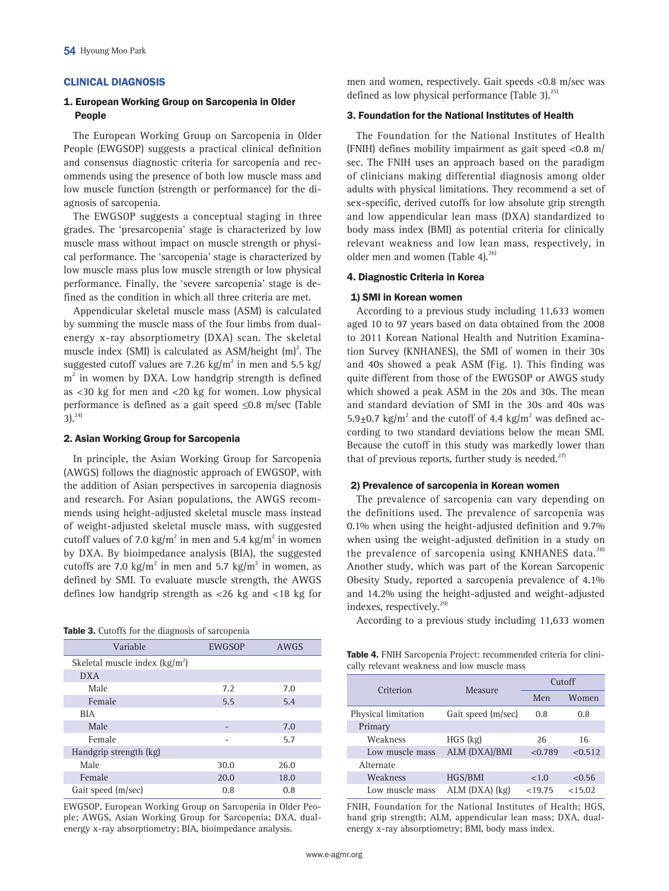## CLINICAL DIAGNOSIS

### 1. European Working Group on Sarcopenia in Older People

The European Working Group on Sarcopenia in Older People (EWGSOP) suggests a practical clinical definition and consensus diagnostic criteria for sarcopenia and recommends using the presence of both low muscle mass and low muscle function (strength or performance) for the diagnosis of sarcopenia.

The EWGSOP suggests a conceptual staging in three grades. The 'presarcopenia' stage is characterized by low muscle mass without impact on muscle strength or physical performance. The 'sarcopenia' stage is characterized by low muscle mass plus low muscle strength or low physical performance. Finally, the 'severe sarcopenia' stage is defined as the condition in which all three criteria are met.

Appendicular skeletal muscle mass (ASM) is calculated by summing the muscle mass of the four limbs from dual-energy x-ray absorptiometry (DXA) scan. The skeletal muscle index (SMI) is calculated as ASM/height $(m)^2$. The suggested cutoff values are 7.26 kg/m$^2$ in men and 5.5 kg/m$^2$ in women by DXA. Low handgrip strength is defined as <30 kg for men and <20 kg for women. Low physical performance is defined as a gait speed ≤0.8 m/sec (Table 3).[24]

### 2. Asian Working Group for Sarcopenia

In principle, the Asian Working Group for Sarcopenia (AWGS) follows the diagnostic approach of EWGSOP, with the addition of Asian perspectives in sarcopenia diagnosis and research. For Asian populations, the AWGS recommends using height-adjusted skeletal muscle mass instead of weight-adjusted skeletal muscle mass, with suggested cutoff values of 7.0 kg/m$^2$ in men and 5.4 kg/m$^2$ in women by DXA. By bioimpedance analysis (BIA), the suggested cutoffs are 7.0 kg/m$^2$ in men and 5.7 kg/m$^2$ in women, as defined by SMI. To evaluate muscle strength, the AWGS defines low handgrip strength as <26 kg and <18 kg for men and women, respectively. Gait speeds <0.8 m/sec was defined as low physical performance (Table 3).[25]

**Table 3.** Cutoffs for the diagnosis of sarcopenia

| Variable | EWGSOP | AWGS |
|---|---|---|
| Skeletal muscle index (kg/m$^2$) | | |
| DXA | | |
| Male | 7.2 | 7.0 |
| Female | 5.5 | 5.4 |
| BIA | | |
| Male | - | 7.0 |
| Female | - | 5.7 |
| Handgrip strength (kg) | | |
| Male | 30.0 | 26.0 |
| Female | 20.0 | 18.0 |
| Gait speed (m/sec) | 0.8 | 0.8 |

EWGSOP, European Working Group on Sarcopenia in Older People; AWGS, Asian Working Group for Sarcopenia; DXA, dual-energy x-ray absorptiometry; BIA, bioimpedance analysis.

### 3. Foundation for the National Institutes of Health

The Foundation for the National Institutes of Health (FNIH) defines mobility impairment as gait speed <0.8 m/sec. The FNIH uses an approach based on the paradigm of clinicians making differential diagnosis among older adults with physical limitations. They recommend a set of sex-specific, derived cutoffs for low absolute grip strength and low appendicular lean mass (DXA) standardized to body mass index (BMI) as potential criteria for clinically relevant weakness and low lean mass, respectively, in older men and women (Table 4).[26]

### 4. Diagnostic Criteria in Korea

#### 1) SMI in Korean women

According to a previous study including 11,633 women aged 10 to 97 years based on data obtained from the 2008 to 2011 Korean National Health and Nutrition Examination Survey (KNHANES), the SMI of women in their 30s and 40s showed a peak ASM (Fig. 1). This finding was quite different from those of the EWGSOP or AWGS study which showed a peak ASM in the 20s and 30s. The mean and standard deviation of SMI in the 30s and 40s was 5.9±0.7 kg/m$^2$ and the cutoff of 4.4 kg/m$^2$ was defined according to two standard deviations below the mean SMI. Because the cutoff in this study was markedly lower than that of previous reports, further study is needed.[27]

#### 2) Prevalence of sarcopenia in Korean women

The prevalence of sarcopenia can vary depending on the definitions used. The prevalence of sarcopenia was 0.1% when using the height-adjusted definition and 9.7% when using the weight-adjusted definition in a study on the prevalence of sarcopenia using KNHANES data.[28] Another study, which was part of the Korean Sarcopenic Obesity Study, reported a sarcopenia prevalence of 4.1% and 14.2% using the height-adjusted and weight-adjusted indexes, respectively.[29]

According to a previous study including 11,633 women

**Table 4.** FNIH Sarcopenia Project: recommended criteria for clinically relevant weakness and low muscle mass

| Criterion | Measure | Cutoff | |
|---|---|---|---|
| | | Men | Women |
| Physical limitation | Gait speed (m/sec) | 0.8 | 0.8 |
| Primary | | | |
| Weakness | HGS (kg) | 26 | 16 |
| Low muscle mass | ALM (DXA)/BMI | <0.789 | <0.512 |
| Alternate | | | |
| Weakness | HGS/BMI | <1.0 | <0.56 |
| Low muscle mass | ALM (DXA) (kg) | <19.75 | <15.02 |

FNIH, Foundation for the National Institutes of Health; HGS, hand grip strength; ALM, appendicular lean mass; DXA, dual-energy x-ray absorptiometry; BMI, body mass index.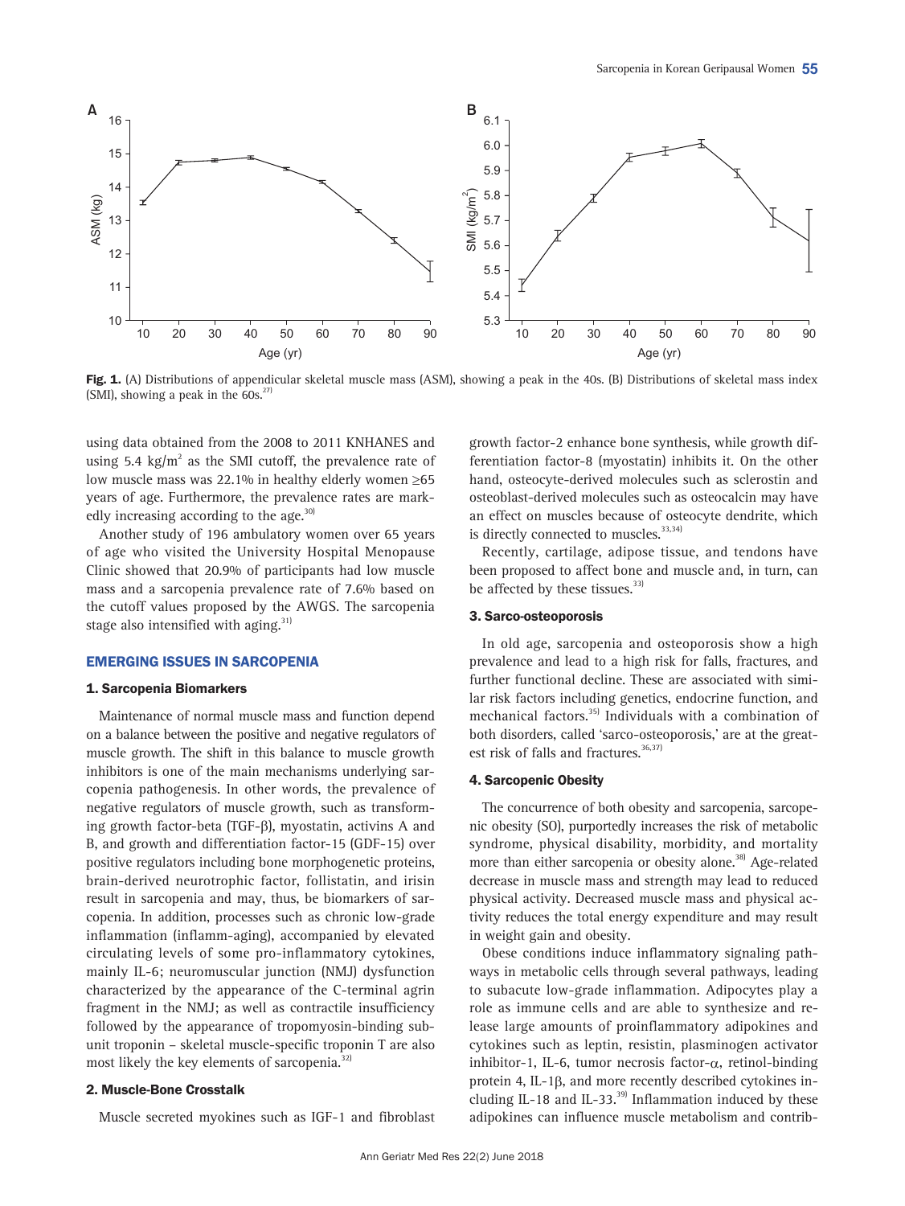Fig. 1. (A) Distributions of appendicular skeletal muscle mass (ASM), showing a peak in the 40s. (B) Distributions of skeletal mass index (SMI), showing a peak in the 60s.[27]

using data obtained from the 2008 to 2011 KNHANES and using 5.4 kg/m$^2$ as the SMI cutoff, the prevalence rate of low muscle mass was 22.1% in healthy elderly women ≥65 years of age. Furthermore, the prevalence rates are markedly increasing according to the age.[30]

Another study of 196 ambulatory women over 65 years of age who visited the University Hospital Menopause Clinic showed that 20.9% of participants had low muscle mass and a sarcopenia prevalence rate of 7.6% based on the cutoff values proposed by the AWGS. The sarcopenia stage also intensified with aging.[31]

## EMERGING ISSUES IN SARCOPENIA

### 1. Sarcopenia Biomarkers

Maintenance of normal muscle mass and function depend on a balance between the positive and negative regulators of muscle growth. The shift in this balance to muscle growth inhibitors is one of the main mechanisms underlying sarcopenia pathogenesis. In other words, the prevalence of negative regulators of muscle growth, such as transforming growth factor-beta (TGF-β), myostatin, activins A and B, and growth and differentiation factor-15 (GDF-15) over positive regulators including bone morphogenetic proteins, brain-derived neurotrophic factor, follistatin, and irisin result in sarcopenia and may, thus, be biomarkers of sarcopenia. In addition, processes such as chronic low-grade inflammation (inflamm-aging), accompanied by elevated circulating levels of some pro-inflammatory cytokines, mainly IL-6; neuromuscular junction (NMJ) dysfunction characterized by the appearance of the C-terminal agrin fragment in the NMJ; as well as contractile insufficiency followed by the appearance of tropomyosin-binding subunit troponin – skeletal muscle-specific troponin T are also most likely the key elements of sarcopenia.[32]

### 2. Muscle-Bone Crosstalk

Muscle secreted myokines such as IGF-1 and fibroblast growth factor-2 enhance bone synthesis, while growth differentiation factor-8 (myostatin) inhibits it. On the other hand, osteocyte-derived molecules such as sclerostin and osteoblast-derived molecules such as osteocalcin may have an effect on muscles because of osteocyte dendrite, which is directly connected to muscles.[33,34]

Recently, cartilage, adipose tissue, and tendons have been proposed to affect bone and muscle and, in turn, can be affected by these tissues.[33]

### 3. Sarco-osteoporosis

In old age, sarcopenia and osteoporosis show a high prevalence and lead to a high risk for falls, fractures, and further functional decline. These are associated with similar risk factors including genetics, endocrine function, and mechanical factors.[35] Individuals with a combination of both disorders, called 'sarco-osteoporosis,' are at the greatest risk of falls and fractures.[36,37]

### 4. Sarcopenic Obesity

The concurrence of both obesity and sarcopenia, sarcopenic obesity (SO), purportedly increases the risk of metabolic syndrome, physical disability, morbidity, and mortality more than either sarcopenia or obesity alone.[38] Age-related decrease in muscle mass and strength may lead to reduced physical activity. Decreased muscle mass and physical activity reduces the total energy expenditure and may result in weight gain and obesity.

Obese conditions induce inflammatory signaling pathways in metabolic cells through several pathways, leading to subacute low-grade inflammation. Adipocytes play a role as immune cells and are able to synthesize and release large amounts of proinflammatory adipokines and cytokines such as leptin, resistin, plasminogen activator inhibitor-1, IL-6, tumor necrosis factor-α, retinol-binding protein 4, IL-1β, and more recently described cytokines including IL-18 and IL-33.[39] Inflammation induced by these adipokines can influence muscle metabolism and contrib-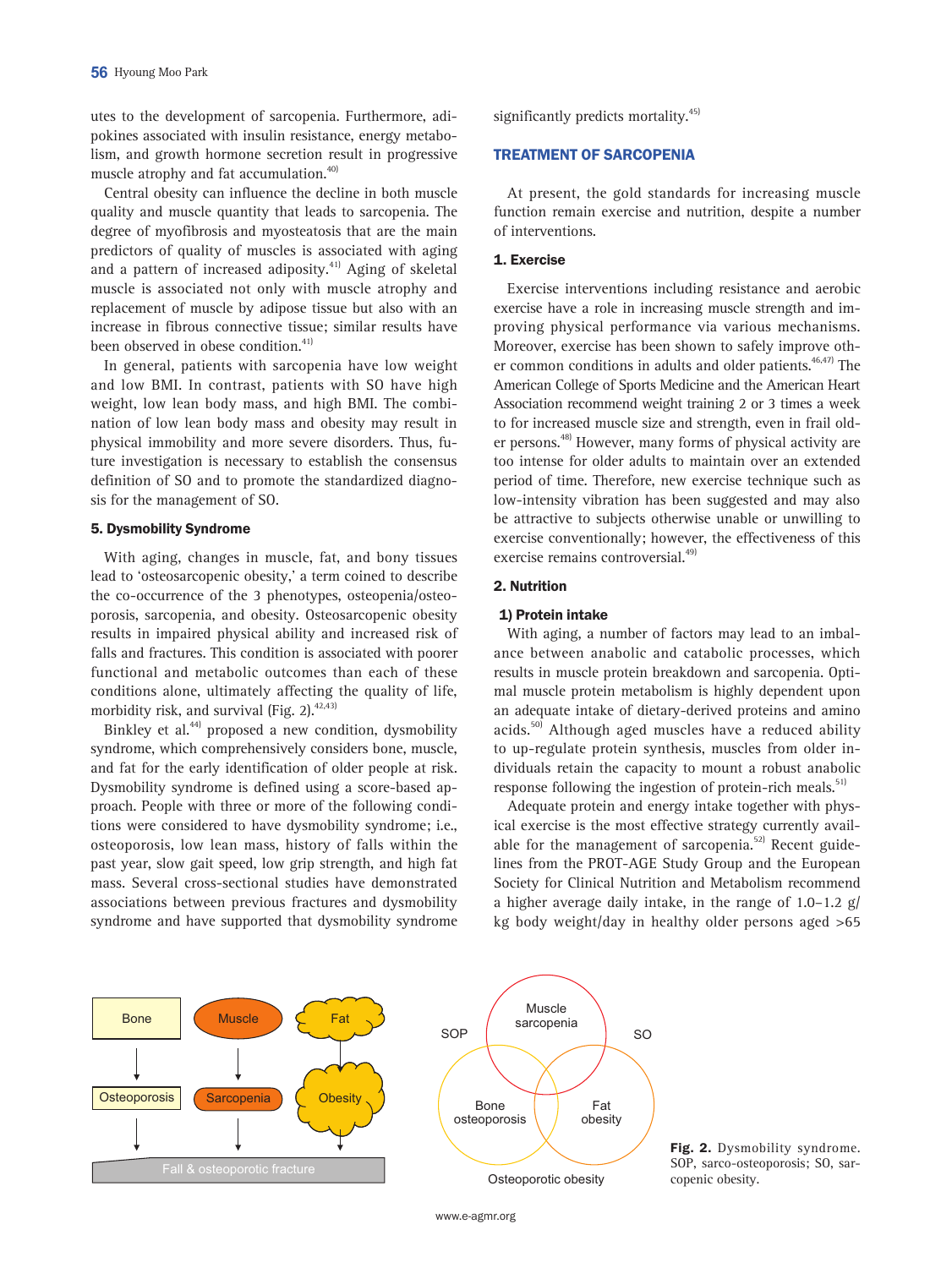utes to the development of sarcopenia. Furthermore, adipokines associated with insulin resistance, energy metabolism, and growth hormone secretion result in progressive muscle atrophy and fat accumulation.[40]

Central obesity can influence the decline in both muscle quality and muscle quantity that leads to sarcopenia. The degree of myofibrosis and myosteatosis that are the main predictors of quality of muscles is associated with aging and a pattern of increased adiposity.[41] Aging of skeletal muscle is associated not only with muscle atrophy and replacement of muscle by adipose tissue but also with an increase in fibrous connective tissue; similar results have been observed in obese condition.[41]

In general, patients with sarcopenia have low weight and low BMI. In contrast, patients with SO have high weight, low lean body mass, and high BMI. The combination of low lean body mass and obesity may result in physical immobility and more severe disorders. Thus, future investigation is necessary to establish the consensus definition of SO and to promote the standardized diagnosis for the management of SO.

### 5. Dysmobility Syndrome

With aging, changes in muscle, fat, and bony tissues lead to 'osteosarcopenic obesity,' a term coined to describe the co-occurrence of the 3 phenotypes, osteopenia/osteoporosis, sarcopenia, and obesity. Osteosarcopenic obesity results in impaired physical ability and increased risk of falls and fractures. This condition is associated with poorer functional and metabolic outcomes than each of these conditions alone, ultimately affecting the quality of life, morbidity risk, and survival (Fig. 2).[42,43]

Binkley et al.[44] proposed a new condition, dysmobility syndrome, which comprehensively considers bone, muscle, and fat for the early identification of older people at risk. Dysmobility syndrome is defined using a score-based approach. People with three or more of the following conditions were considered to have dysmobility syndrome; i.e., osteoporosis, low lean mass, history of falls within the past year, slow gait speed, low grip strength, and high fat mass. Several cross-sectional studies have demonstrated associations between previous fractures and dysmobility syndrome and have supported that dysmobility syndrome significantly predicts mortality.[45]

## TREATMENT OF SARCOPENIA

At present, the gold standards for increasing muscle function remain exercise and nutrition, despite a number of interventions.

### 1. Exercise

Exercise interventions including resistance and aerobic exercise have a role in increasing muscle strength and improving physical performance via various mechanisms. Moreover, exercise has been shown to safely improve other common conditions in adults and older patients.[46,47] The American College of Sports Medicine and the American Heart Association recommend weight training 2 or 3 times a week to for increased muscle size and strength, even in frail older persons.[48] However, many forms of physical activity are too intense for older adults to maintain over an extended period of time. Therefore, new exercise technique such as low-intensity vibration has been suggested and may also be attractive to subjects otherwise unable or unwilling to exercise conventionally; however, the effectiveness of this exercise remains controversial.[49]

### 2. Nutrition

#### 1) Protein intake

With aging, a number of factors may lead to an imbalance between anabolic and catabolic processes, which results in muscle protein breakdown and sarcopenia. Optimal muscle protein metabolism is highly dependent upon an adequate intake of dietary-derived proteins and amino acids.[50] Although aged muscles have a reduced ability to up-regulate protein synthesis, muscles from older individuals retain the capacity to mount a robust anabolic response following the ingestion of protein-rich meals.[51]

Adequate protein and energy intake together with physical exercise is the most effective strategy currently available for the management of sarcopenia.[52] Recent guidelines from the PROT-AGE Study Group and the European Society for Clinical Nutrition and Metabolism recommend a higher average daily intake, in the range of 1.0–1.2 g/kg body weight/day in healthy older persons aged >65

**Fig. 2.** Dysmobility syndrome. SOP, sarco-osteoporosis; SO, sarcopenic obesity.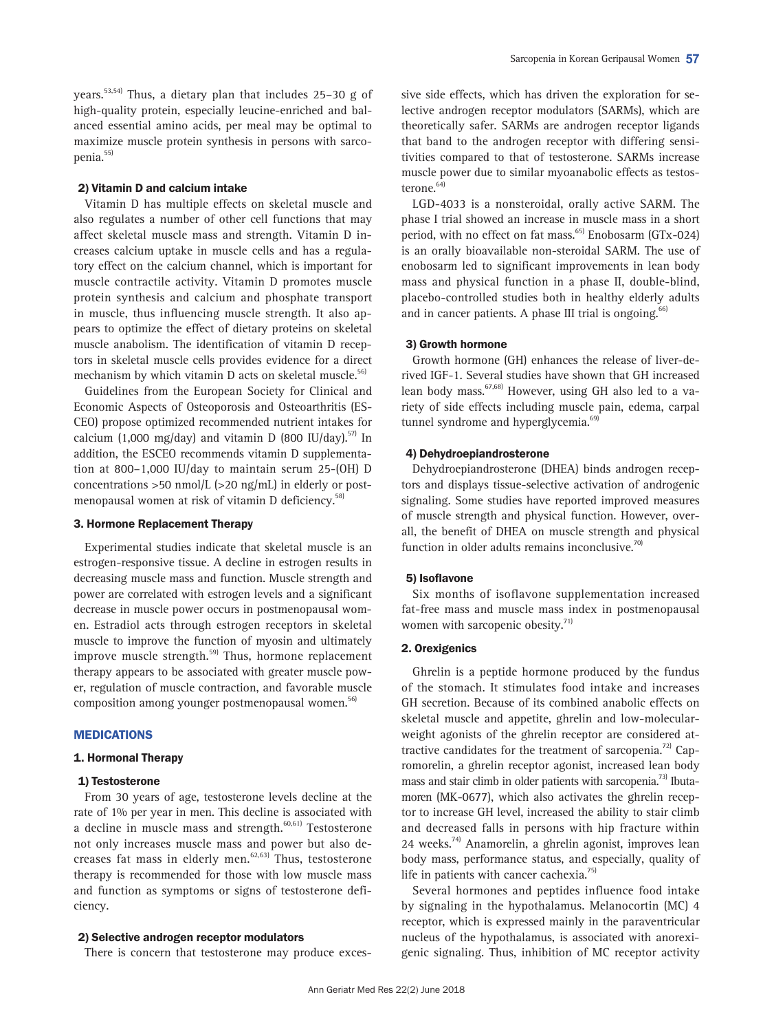years.[53,54] Thus, a dietary plan that includes 25–30 g of high-quality protein, especially leucine-enriched and balanced essential amino acids, per meal may be optimal to maximize muscle protein synthesis in persons with sarcopenia.[55]

#### 2) Vitamin D and calcium intake

Vitamin D has multiple effects on skeletal muscle and also regulates a number of other cell functions that may affect skeletal muscle mass and strength. Vitamin D increases calcium uptake in muscle cells and has a regulatory effect on the calcium channel, which is important for muscle contractile activity. Vitamin D promotes muscle protein synthesis and calcium and phosphate transport in muscle, thus influencing muscle strength. It also appears to optimize the effect of dietary proteins on skeletal muscle anabolism. The identification of vitamin D receptors in skeletal muscle cells provides evidence for a direct mechanism by which vitamin D acts on skeletal muscle.[56]

Guidelines from the European Society for Clinical and Economic Aspects of Osteoporosis and Osteoarthritis (ESCEO) propose optimized recommended nutrient intakes for calcium (1,000 mg/day) and vitamin D (800 IU/day).[57] In addition, the ESCEO recommends vitamin D supplementation at 800–1,000 IU/day to maintain serum 25-(OH) D concentrations >50 nmol/L (>20 ng/mL) in elderly or postmenopausal women at risk of vitamin D deficiency.[58]

### 3. Hormone Replacement Therapy

Experimental studies indicate that skeletal muscle is an estrogen-responsive tissue. A decline in estrogen results in decreasing muscle mass and function. Muscle strength and power are correlated with estrogen levels and a significant decrease in muscle power occurs in postmenopausal women. Estradiol acts through estrogen receptors in skeletal muscle to improve the function of myosin and ultimately improve muscle strength.[59] Thus, hormone replacement therapy appears to be associated with greater muscle power, regulation of muscle contraction, and favorable muscle composition among younger postmenopausal women.[56]

## MEDICATIONS

### 1. Hormonal Therapy

#### 1) Testosterone

From 30 years of age, testosterone levels decline at the rate of 1% per year in men. This decline is associated with a decline in muscle mass and strength.[60,61] Testosterone not only increases muscle mass and power but also decreases fat mass in elderly men.[62,63] Thus, testosterone therapy is recommended for those with low muscle mass and function as symptoms or signs of testosterone deficiency.

#### 2) Selective androgen receptor modulators

There is concern that testosterone may produce excessive side effects, which has driven the exploration for selective androgen receptor modulators (SARMs), which are theoretically safer. SARMs are androgen receptor ligands that band to the androgen receptor with differing sensitivities compared to that of testosterone. SARMs increase muscle power due to similar myoanabolic effects as testosterone.[64]

LGD-4033 is a nonsteroidal, orally active SARM. The phase I trial showed an increase in muscle mass in a short period, with no effect on fat mass.[65] Enobosarm (GTx-024) is an orally bioavailable non-steroidal SARM. The use of enobosarm led to significant improvements in lean body mass and physical function in a phase II, double-blind, placebo-controlled studies both in healthy elderly adults and in cancer patients. A phase III trial is ongoing.[66]

#### 3) Growth hormone

Growth hormone (GH) enhances the release of liver-derived IGF-1. Several studies have shown that GH increased lean body mass.[67,68] However, using GH also led to a variety of side effects including muscle pain, edema, carpal tunnel syndrome and hyperglycemia.[69]

#### 4) Dehydroepiandrosterone

Dehydroepiandrosterone (DHEA) binds androgen receptors and displays tissue-selective activation of androgenic signaling. Some studies have reported improved measures of muscle strength and physical function. However, overall, the benefit of DHEA on muscle strength and physical function in older adults remains inconclusive.[70]

#### 5) Isoflavone

Six months of isoflavone supplementation increased fat-free mass and muscle mass index in postmenopausal women with sarcopenic obesity.[71]

### 2. Orexigenics

Ghrelin is a peptide hormone produced by the fundus of the stomach. It stimulates food intake and increases GH secretion. Because of its combined anabolic effects on skeletal muscle and appetite, ghrelin and low-molecular-weight agonists of the ghrelin receptor are considered attractive candidates for the treatment of sarcopenia.[72] Capromorelin, a ghrelin receptor agonist, increased lean body mass and stair climb in older patients with sarcopenia.[73] Ibutamoren (MK-0677), which also activates the ghrelin receptor to increase GH level, increased the ability to stair climb and decreased falls in persons with hip fracture within 24 weeks.[74] Anamorelin, a ghrelin agonist, improves lean body mass, performance status, and especially, quality of life in patients with cancer cachexia.[75]

Several hormones and peptides influence food intake by signaling in the hypothalamus. Melanocortin (MC) 4 receptor, which is expressed mainly in the paraventricular nucleus of the hypothalamus, is associated with anorexigenic signaling. Thus, inhibition of MC receptor activity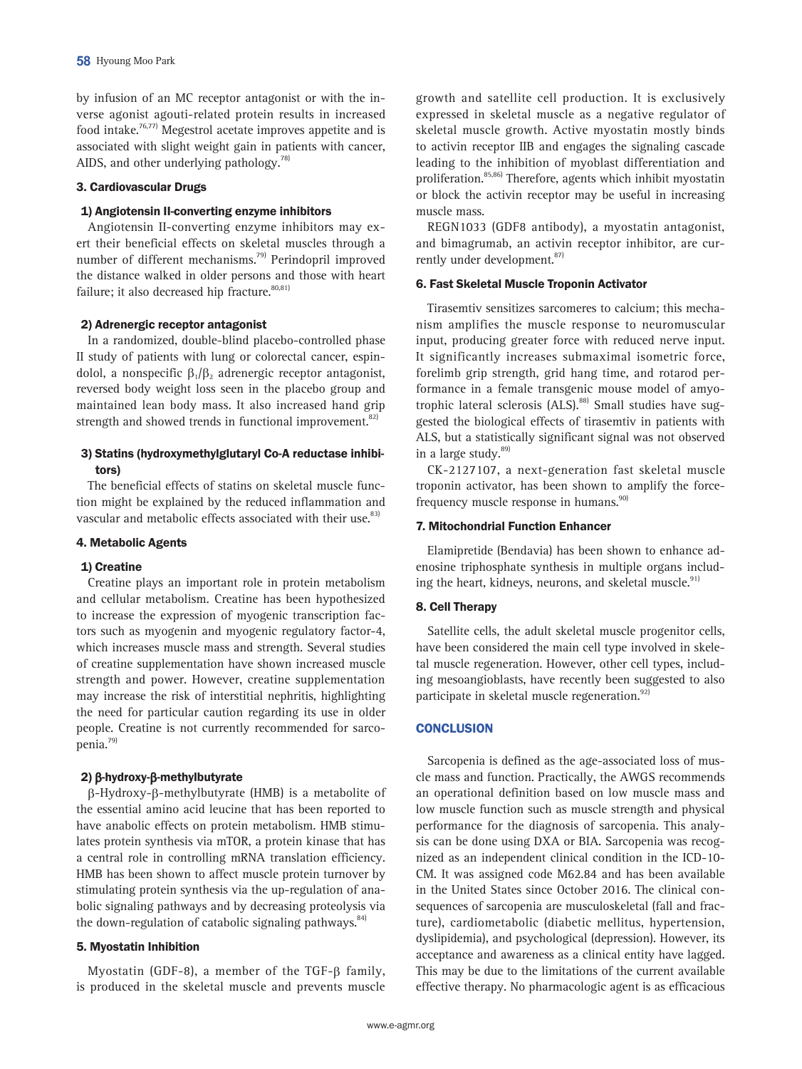by infusion of an MC receptor antagonist or with the inverse agonist agouti-related protein results in increased food intake.[76,77] Megestrol acetate improves appetite and is associated with slight weight gain in patients with cancer, AIDS, and other underlying pathology.[78]

### 3. Cardiovascular Drugs

#### 1) Angiotensin II-converting enzyme inhibitors

Angiotensin II-converting enzyme inhibitors may exert their beneficial effects on skeletal muscles through a number of different mechanisms.[79] Perindopril improved the distance walked in older persons and those with heart failure; it also decreased hip fracture.[80,81]

#### 2) Adrenergic receptor antagonist

In a randomized, double-blind placebo-controlled phase II study of patients with lung or colorectal cancer, espindolol, a nonspecific $\beta_1/\beta_2$ adrenergic receptor antagonist, reversed body weight loss seen in the placebo group and maintained lean body mass. It also increased hand grip strength and showed trends in functional improvement.[82]

#### 3) Statins (hydroxymethylglutaryl Co-A reductase inhibitors)

The beneficial effects of statins on skeletal muscle function might be explained by the reduced inflammation and vascular and metabolic effects associated with their use.[83]

### 4. Metabolic Agents

#### 1) Creatine

Creatine plays an important role in protein metabolism and cellular metabolism. Creatine has been hypothesized to increase the expression of myogenic transcription factors such as myogenin and myogenic regulatory factor-4, which increases muscle mass and strength. Several studies of creatine supplementation have shown increased muscle strength and power. However, creatine supplementation may increase the risk of interstitial nephritis, highlighting the need for particular caution regarding its use in older people. Creatine is not currently recommended for sarcopenia.[79]

#### 2) β-hydroxy-β-methylbutyrate

β-Hydroxy-β-methylbutyrate (HMB) is a metabolite of the essential amino acid leucine that has been reported to have anabolic effects on protein metabolism. HMB stimulates protein synthesis via mTOR, a protein kinase that has a central role in controlling mRNA translation efficiency. HMB has been shown to affect muscle protein turnover by stimulating protein synthesis via the up-regulation of anabolic signaling pathways and by decreasing proteolysis via the down-regulation of catabolic signaling pathways.[84]

### 5. Myostatin Inhibition

Myostatin (GDF-8), a member of the TGF-β family, is produced in the skeletal muscle and prevents muscle growth and satellite cell production. It is exclusively expressed in skeletal muscle as a negative regulator of skeletal muscle growth. Active myostatin mostly binds to activin receptor IIB and engages the signaling cascade leading to the inhibition of myoblast differentiation and proliferation.[85,86] Therefore, agents which inhibit myostatin or block the activin receptor may be useful in increasing muscle mass.

REGN1033 (GDF8 antibody), a myostatin antagonist, and bimagrumab, an activin receptor inhibitor, are currently under development.[87]

### 6. Fast Skeletal Muscle Troponin Activator

Tirasemtiv sensitizes sarcomeres to calcium; this mechanism amplifies the muscle response to neuromuscular input, producing greater force with reduced nerve input. It significantly increases submaximal isometric force, forelimb grip strength, grid hang time, and rotarod performance in a female transgenic mouse model of amyotrophic lateral sclerosis (ALS).[88] Small studies have suggested the biological effects of tirasemtiv in patients with ALS, but a statistically significant signal was not observed in a large study.[89]

CK-2127107, a next-generation fast skeletal muscle troponin activator, has been shown to amplify the force-frequency muscle response in humans.[90]

### 7. Mitochondrial Function Enhancer

Elamipretide (Bendavia) has been shown to enhance adenosine triphosphate synthesis in multiple organs including the heart, kidneys, neurons, and skeletal muscle.[91]

### 8. Cell Therapy

Satellite cells, the adult skeletal muscle progenitor cells, have been considered the main cell type involved in skeletal muscle regeneration. However, other cell types, including mesoangioblasts, have recently been suggested to also participate in skeletal muscle regeneration.[92]

## CONCLUSION

Sarcopenia is defined as the age-associated loss of muscle mass and function. Practically, the AWGS recommends an operational definition based on low muscle mass and low muscle function such as muscle strength and physical performance for the diagnosis of sarcopenia. This analysis can be done using DXA or BIA. Sarcopenia was recognized as an independent clinical condition in the ICD-10-CM. It was assigned code M62.84 and has been available in the United States since October 2016. The clinical consequences of sarcopenia are musculoskeletal (fall and fracture), cardiometabolic (diabetic mellitus, hypertension, dyslipidemia), and psychological (depression). However, its acceptance and awareness as a clinical entity have lagged. This may be due to the limitations of the current available effective therapy. No pharmacologic agent is as efficacious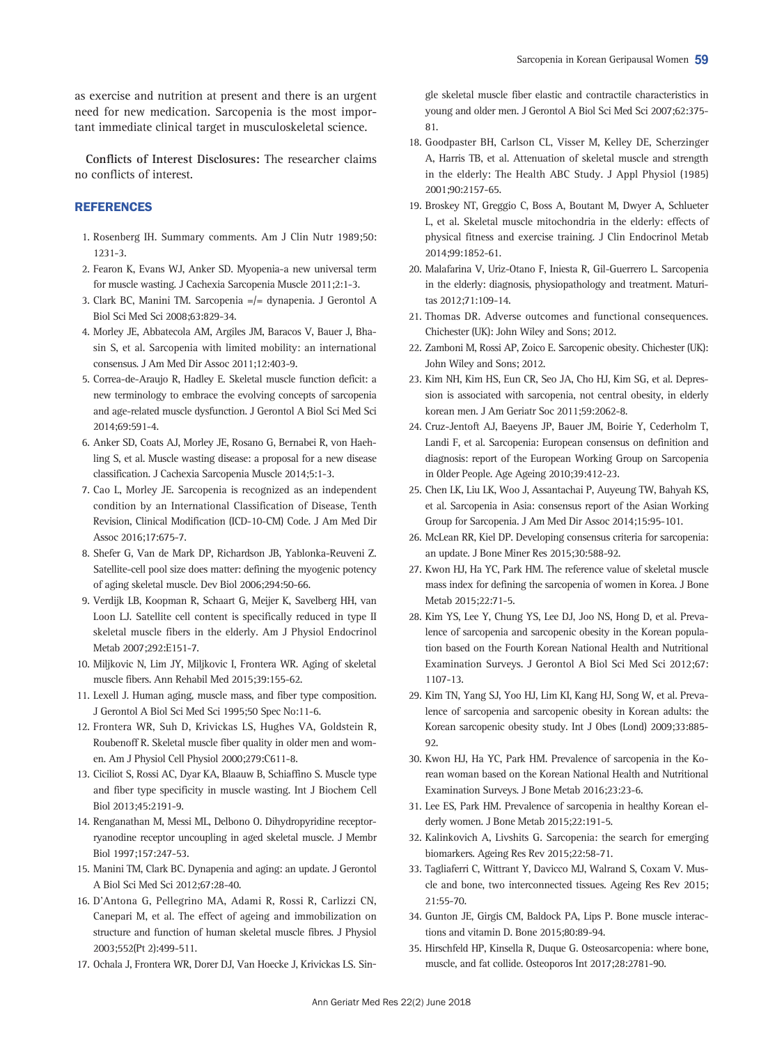as exercise and nutrition at present and there is an urgent need for new medication. Sarcopenia is the most important immediate clinical target in musculoskeletal science.

**Conflicts of Interest Disclosures:** The researcher claims no conflicts of interest.

## REFERENCES

1. Rosenberg IH. Summary comments. Am J Clin Nutr 1989;50:1231-3.
2. Fearon K, Evans WJ, Anker SD. Myopenia-a new universal term for muscle wasting. J Cachexia Sarcopenia Muscle 2011;2:1-3.
3. Clark BC, Manini TM. Sarcopenia =/= dynapenia. J Gerontol A Biol Sci Med Sci 2008;63:829-34.
4. Morley JE, Abbatecola AM, Argiles JM, Baracos V, Bauer J, Bhasin S, et al. Sarcopenia with limited mobility: an international consensus. J Am Med Dir Assoc 2011;12:403-9.
5. Correa-de-Araujo R, Hadley E. Skeletal muscle function deficit: a new terminology to embrace the evolving concepts of sarcopenia and age-related muscle dysfunction. J Gerontol A Biol Sci Med Sci 2014;69:591-4.
6. Anker SD, Coats AJ, Morley JE, Rosano G, Bernabei R, von Haehling S, et al. Muscle wasting disease: a proposal for a new disease classification. J Cachexia Sarcopenia Muscle 2014;5:1-3.
7. Cao L, Morley JE. Sarcopenia is recognized as an independent condition by an International Classification of Disease, Tenth Revision, Clinical Modification (ICD-10-CM) Code. J Am Med Dir Assoc 2016;17:675-7.
8. Shefer G, Van de Mark DP, Richardson JB, Yablonka-Reuveni Z. Satellite-cell pool size does matter: defining the myogenic potency of aging skeletal muscle. Dev Biol 2006;294:50-66.
9. Verdijk LB, Koopman R, Schaart G, Meijer K, Savelberg HH, van Loon LJ. Satellite cell content is specifically reduced in type II skeletal muscle fibers in the elderly. Am J Physiol Endocrinol Metab 2007;292:E151-7.
10. Miljkovic N, Lim JY, Miljkovic I, Frontera WR. Aging of skeletal muscle fibers. Ann Rehabil Med 2015;39:155-62.
11. Lexell J. Human aging, muscle mass, and fiber type composition. J Gerontol A Biol Sci Med Sci 1995;50 Spec No:11-6.
12. Frontera WR, Suh D, Krivickas LS, Hughes VA, Goldstein R, Roubenoff R. Skeletal muscle fiber quality in older men and women. Am J Physiol Cell Physiol 2000;279:C611-8.
13. Ciciliot S, Rossi AC, Dyar KA, Blaauw B, Schiaffino S. Muscle type and fiber type specificity in muscle wasting. Int J Biochem Cell Biol 2013;45:2191-9.
14. Renganathan M, Messi ML, Delbono O. Dihydropyridine receptor-ryanodine receptor uncoupling in aged skeletal muscle. J Membr Biol 1997;157:247-53.
15. Manini TM, Clark BC. Dynapenia and aging: an update. J Gerontol A Biol Sci Med Sci 2012;67:28-40.
16. D'Antona G, Pellegrino MA, Adami R, Rossi R, Carlizzi CN, Canepari M, et al. The effect of ageing and immobilization on structure and function of human skeletal muscle fibres. J Physiol 2003;552(Pt 2):499-511.
17. Ochala J, Frontera WR, Dorer DJ, Van Hoecke J, Krivickas LS. Single skeletal muscle fiber elastic and contractile characteristics in young and older men. J Gerontol A Biol Sci Med Sci 2007;62:375-81.
18. Goodpaster BH, Carlson CL, Visser M, Kelley DE, Scherzinger A, Harris TB, et al. Attenuation of skeletal muscle and strength in the elderly: The Health ABC Study. J Appl Physiol (1985) 2001;90:2157-65.
19. Broskey NT, Greggio C, Boss A, Boutant M, Dwyer A, Schlueter L, et al. Skeletal muscle mitochondria in the elderly: effects of physical fitness and exercise training. J Clin Endocrinol Metab 2014;99:1852-61.
20. Malafarina V, Uriz-Otano F, Iniesta R, Gil-Guerrero L. Sarcopenia in the elderly: diagnosis, physiopathology and treatment. Maturitas 2012;71:109-14.
21. Thomas DR. Adverse outcomes and functional consequences. Chichester (UK): John Wiley and Sons; 2012.
22. Zamboni M, Rossi AP, Zoico E. Sarcopenic obesity. Chichester (UK): John Wiley and Sons; 2012.
23. Kim NH, Kim HS, Eun CR, Seo JA, Cho HJ, Kim SG, et al. Depression is associated with sarcopenia, not central obesity, in elderly korean men. J Am Geriatr Soc 2011;59:2062-8.
24. Cruz-Jentoft AJ, Baeyens JP, Bauer JM, Boirie Y, Cederholm T, Landi F, et al. Sarcopenia: European consensus on definition and diagnosis: report of the European Working Group on Sarcopenia in Older People. Age Ageing 2010;39:412-23.
25. Chen LK, Liu LK, Woo J, Assantachai P, Auyeung TW, Bahyah KS, et al. Sarcopenia in Asia: consensus report of the Asian Working Group for Sarcopenia. J Am Med Dir Assoc 2014;15:95-101.
26. McLean RR, Kiel DP. Developing consensus criteria for sarcopenia: an update. J Bone Miner Res 2015;30:588-92.
27. Kwon HJ, Ha YC, Park HM. The reference value of skeletal muscle mass index for defining the sarcopenia of women in Korea. J Bone Metab 2015;22:71-5.
28. Kim YS, Lee Y, Chung YS, Lee DJ, Joo NS, Hong D, et al. Prevalence of sarcopenia and sarcopenic obesity in the Korean population based on the Fourth Korean National Health and Nutritional Examination Surveys. J Gerontol A Biol Sci Med Sci 2012;67:1107-13.
29. Kim TN, Yang SJ, Yoo HJ, Lim KI, Kang HJ, Song W, et al. Prevalence of sarcopenia and sarcopenic obesity in Korean adults: the Korean sarcopenic obesity study. Int J Obes (Lond) 2009;33:885-92.
30. Kwon HJ, Ha YC, Park HM. Prevalence of sarcopenia in the Korean woman based on the Korean National Health and Nutritional Examination Surveys. J Bone Metab 2016;23:23-6.
31. Lee ES, Park HM. Prevalence of sarcopenia in healthy Korean elderly women. J Bone Metab 2015;22:191-5.
32. Kalinkovich A, Livshits G. Sarcopenia: the search for emerging biomarkers. Ageing Res Rev 2015;22:58-71.
33. Tagliaferri C, Wittrant Y, Davicco MJ, Walrand S, Coxam V. Muscle and bone, two interconnected tissues. Ageing Res Rev 2015;21:55-70.
34. Gunton JE, Girgis CM, Baldock PA, Lips P. Bone muscle interactions and vitamin D. Bone 2015;80:89-94.
35. Hirschfeld HP, Kinsella R, Duque G. Osteosarcopenia: where bone, muscle, and fat collide. Osteoporos Int 2017;28:2781-90.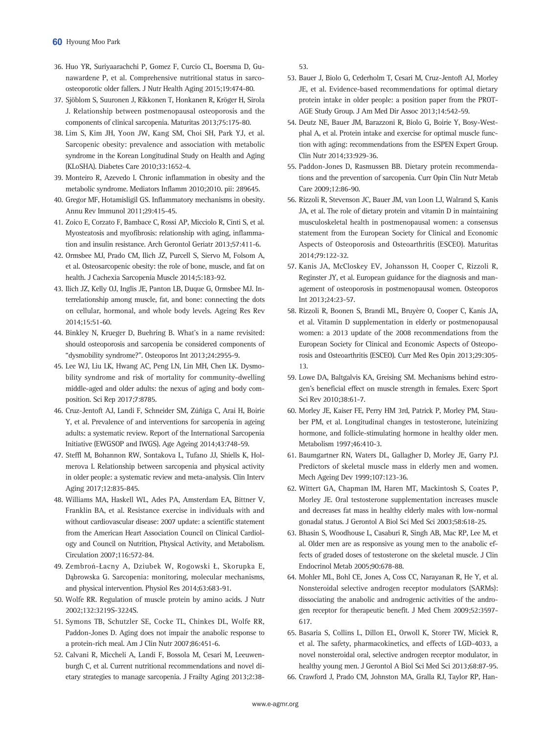36. Huo YR, Suriyaarachchi P, Gomez F, Curcio CL, Boersma D, Gunawardene P, et al. Comprehensive nutritional status in sarco-osteoporotic older fallers. J Nutr Health Aging 2015;19:474-80.
37. Sjöblom S, Suuronen J, Rikkonen T, Honkanen R, Kröger H, Sirola J. Relationship between postmenopausal osteoporosis and the components of clinical sarcopenia. Maturitas 2013;75:175-80.
38. Lim S, Kim JH, Yoon JW, Kang SM, Choi SH, Park YJ, et al. Sarcopenic obesity: prevalence and association with metabolic syndrome in the Korean Longitudinal Study on Health and Aging (KLoSHA). Diabetes Care 2010;33:1652-4.
39. Monteiro R, Azevedo I. Chronic inflammation in obesity and the metabolic syndrome. Mediators Inflamm 2010;2010. pii: 289645.
40. Gregor MF, Hotamisligil GS. Inflammatory mechanisms in obesity. Annu Rev Immunol 2011;29:415-45.
41. Zoico E, Corzato F, Bambace C, Rossi AP, Micciolo R, Cinti S, et al. Myosteatosis and myofibrosis: relationship with aging, inflammation and insulin resistance. Arch Gerontol Geriatr 2013;57:411-6.
42. Ormsbee MJ, Prado CM, Ilich JZ, Purcell S, Siervo M, Folsom A, et al. Osteosarcopenic obesity: the role of bone, muscle, and fat on health. J Cachexia Sarcopenia Muscle 2014;5:183-92.
43. Ilich JZ, Kelly OJ, Inglis JE, Panton LB, Duque G, Ormsbee MJ. Interrelationship among muscle, fat, and bone: connecting the dots on cellular, hormonal, and whole body levels. Ageing Res Rev 2014;15:51-60.
44. Binkley N, Krueger D, Buehring B. What's in a name revisited: should osteoporosis and sarcopenia be considered components of "dysmobility syndrome?". Osteoporos Int 2013;24:2955-9.
45. Lee WJ, Liu LK, Hwang AC, Peng LN, Lin MH, Chen LK. Dysmobility syndrome and risk of mortality for community-dwelling middle-aged and older adults: the nexus of aging and body composition. Sci Rep 2017;7:8785.
46. Cruz-Jentoft AJ, Landi F, Schneider SM, Zúñiga C, Arai H, Boirie Y, et al. Prevalence of and interventions for sarcopenia in ageing adults: a systematic review. Report of the International Sarcopenia Initiative (EWGSOP and IWGS). Age Ageing 2014;43:748-59.
47. Steffl M, Bohannon RW, Sontakova L, Tufano JJ, Shiells K, Holmerova I. Relationship between sarcopenia and physical activity in older people: a systematic review and meta-analysis. Clin Interv Aging 2017;12:835-845.
48. Williams MA, Haskell WL, Ades PA, Amsterdam EA, Bittner V, Franklin BA, et al. Resistance exercise in individuals with and without cardiovascular disease: 2007 update: a scientific statement from the American Heart Association Council on Clinical Cardiology and Council on Nutrition, Physical Activity, and Metabolism. Circulation 2007;116:572-84.
49. Zembroń-Łacny A, Dziubek W, Rogowski Ł, Skorupka E, Dąbrowska G. Sarcopenia: monitoring, molecular mechanisms, and physical intervention. Physiol Res 2014;63:683-91.
50. Wolfe RR. Regulation of muscle protein by amino acids. J Nutr 2002;132:3219S-3224S.
51. Symons TB, Schutzler SE, Cocke TL, Chinkes DL, Wolfe RR, Paddon-Jones D. Aging does not impair the anabolic response to a protein-rich meal. Am J Clin Nutr 2007;86:451-6.
52. Calvani R, Miccheli A, Landi F, Bossola M, Cesari M, Leeuwenburgh C, et al. Current nutritional recommendations and novel dietary strategies to manage sarcopenia. J Frailty Aging 2013;2:38-53.
53. Bauer J, Biolo G, Cederholm T, Cesari M, Cruz-Jentoft AJ, Morley JE, et al. Evidence-based recommendations for optimal dietary protein intake in older people: a position paper from the PROT-AGE Study Group. J Am Med Dir Assoc 2013;14:542-59.
54. Deutz NE, Bauer JM, Barazzoni R, Biolo G, Boirie Y, Bosy-Westphal A, et al. Protein intake and exercise for optimal muscle function with aging: recommendations from the ESPEN Expert Group. Clin Nutr 2014;33:929-36.
55. Paddon-Jones D, Rasmussen BB. Dietary protein recommendations and the prevention of sarcopenia. Curr Opin Clin Nutr Metab Care 2009;12:86-90.
56. Rizzoli R, Stevenson JC, Bauer JM, van Loon LJ, Walrand S, Kanis JA, et al. The role of dietary protein and vitamin D in maintaining musculoskeletal health in postmenopausal women: a consensus statement from the European Society for Clinical and Economic Aspects of Osteoporosis and Osteoarthritis (ESCEO). Maturitas 2014;79:122-32.
57. Kanis JA, McCloskey EV, Johansson H, Cooper C, Rizzoli R, Reginster JY, et al. European guidance for the diagnosis and management of osteoporosis in postmenopausal women. Osteoporos Int 2013;24:23-57.
58. Rizzoli R, Boonen S, Brandi ML, Bruyère O, Cooper C, Kanis JA, et al. Vitamin D supplementation in elderly or postmenopausal women: a 2013 update of the 2008 recommendations from the European Society for Clinical and Economic Aspects of Osteoporosis and Osteoarthritis (ESCEO). Curr Med Res Opin 2013;29:305-13.
59. Lowe DA, Baltgalvis KA, Greising SM. Mechanisms behind estrogen's beneficial effect on muscle strength in females. Exerc Sport Sci Rev 2010;38:61-7.
60. Morley JE, Kaiser FE, Perry HM 3rd, Patrick P, Morley PM, Stauber PM, et al. Longitudinal changes in testosterone, luteinizing hormone, and follicle-stimulating hormone in healthy older men. Metabolism 1997;46:410-3.
61. Baumgartner RN, Waters DL, Gallagher D, Morley JE, Garry PJ. Predictors of skeletal muscle mass in elderly men and women. Mech Ageing Dev 1999;107:123-36.
62. Wittert GA, Chapman IM, Haren MT, Mackintosh S, Coates P, Morley JE. Oral testosterone supplementation increases muscle and decreases fat mass in healthy elderly males with low-normal gonadal status. J Gerontol A Biol Sci Med Sci 2003;58:618-25.
63. Bhasin S, Woodhouse L, Casaburi R, Singh AB, Mac RP, Lee M, et al. Older men are as responsive as young men to the anabolic effects of graded doses of testosterone on the skeletal muscle. J Clin Endocrinol Metab 2005;90:678-88.
64. Mohler ML, Bohl CE, Jones A, Coss CC, Narayanan R, He Y, et al. Nonsteroidal selective androgen receptor modulators (SARMs): dissociating the anabolic and androgenic activities of the androgen receptor for therapeutic benefit. J Med Chem 2009;52:3597-617.
65. Basaria S, Collins L, Dillon EL, Orwoll K, Storer TW, Miciek R, et al. The safety, pharmacokinetics, and effects of LGD-4033, a novel nonsteroidal oral, selective androgen receptor modulator, in healthy young men. J Gerontol A Biol Sci Med Sci 2013;68:87-95.
66. Crawford J, Prado CM, Johnston MA, Gralla RJ, Taylor RP, Han-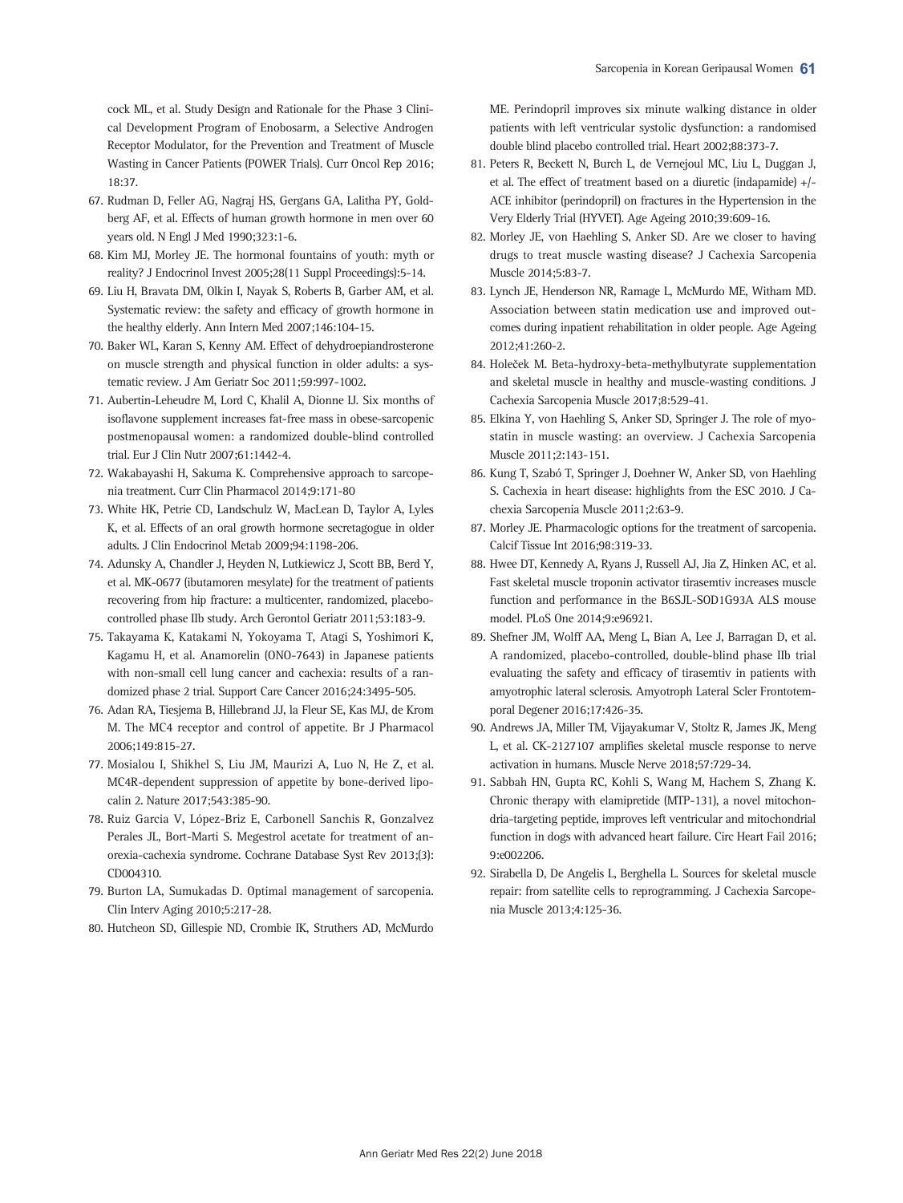cock ML, et al. Study Design and Rationale for the Phase 3 Clinical Development Program of Enobosarm, a Selective Androgen Receptor Modulator, for the Prevention and Treatment of Muscle Wasting in Cancer Patients (POWER Trials). Curr Oncol Rep 2016;18:37.

67. Rudman D, Feller AG, Nagraj HS, Gergans GA, Lalitha PY, Goldberg AF, et al. Effects of human growth hormone in men over 60 years old. N Engl J Med 1990;323:1-6.
68. Kim MJ, Morley JE. The hormonal fountains of youth: myth or reality? J Endocrinol Invest 2005;28(11 Suppl Proceedings):5-14.
69. Liu H, Bravata DM, Olkin I, Nayak S, Roberts B, Garber AM, et al. Systematic review: the safety and efficacy of growth hormone in the healthy elderly. Ann Intern Med 2007;146:104-15.
70. Baker WL, Karan S, Kenny AM. Effect of dehydroepiandrosterone on muscle strength and physical function in older adults: a systematic review. J Am Geriatr Soc 2011;59:997-1002.
71. Aubertin-Leheudre M, Lord C, Khalil A, Dionne IJ. Six months of isoflavone supplement increases fat-free mass in obese-sarcopenic postmenopausal women: a randomized double-blind controlled trial. Eur J Clin Nutr 2007;61:1442-4.
72. Wakabayashi H, Sakuma K. Comprehensive approach to sarcopenia treatment. Curr Clin Pharmacol 2014;9:171-80
73. White HK, Petrie CD, Landschulz W, MacLean D, Taylor A, Lyles K, et al. Effects of an oral growth hormone secretagogue in older adults. J Clin Endocrinol Metab 2009;94:1198-206.
74. Adunsky A, Chandler J, Heyden N, Lutkiewicz J, Scott BB, Berd Y, et al. MK-0677 (ibutamoren mesylate) for the treatment of patients recovering from hip fracture: a multicenter, randomized, placebo-controlled phase IIb study. Arch Gerontol Geriatr 2011;53:183-9.
75. Takayama K, Katakami N, Yokoyama T, Atagi S, Yoshimori K, Kagamu H, et al. Anamorelin (ONO-7643) in Japanese patients with non-small cell lung cancer and cachexia: results of a randomized phase 2 trial. Support Care Cancer 2016;24:3495-505.
76. Adan RA, Tiesjema B, Hillebrand JJ, la Fleur SE, Kas MJ, de Krom M. The MC4 receptor and control of appetite. Br J Pharmacol 2006;149:815-27.
77. Mosialou I, Shikhel S, Liu JM, Maurizi A, Luo N, He Z, et al. MC4R-dependent suppression of appetite by bone-derived lipocalin 2. Nature 2017;543:385-90.
78. Ruiz Garcia V, López-Briz E, Carbonell Sanchis R, Gonzalvez Perales JL, Bort-Marti S. Megestrol acetate for treatment of anorexia-cachexia syndrome. Cochrane Database Syst Rev 2013;(3):CD004310.
79. Burton LA, Sumukadas D. Optimal management of sarcopenia. Clin Interv Aging 2010;5:217-28.
80. Hutcheon SD, Gillespie ND, Crombie IK, Struthers AD, McMurdo ME. Perindopril improves six minute walking distance in older patients with left ventricular systolic dysfunction: a randomised double blind placebo controlled trial. Heart 2002;88:373-7.
81. Peters R, Beckett N, Burch L, de Vernejoul MC, Liu L, Duggan J, et al. The effect of treatment based on a diuretic (indapamide) +/- ACE inhibitor (perindopril) on fractures in the Hypertension in the Very Elderly Trial (HYVET). Age Ageing 2010;39:609-16.
82. Morley JE, von Haehling S, Anker SD. Are we closer to having drugs to treat muscle wasting disease? J Cachexia Sarcopenia Muscle 2014;5:83-7.
83. Lynch JE, Henderson NR, Ramage L, McMurdo ME, Witham MD. Association between statin medication use and improved outcomes during inpatient rehabilitation in older people. Age Ageing 2012;41:260-2.
84. Holeček M. Beta-hydroxy-beta-methylbutyrate supplementation and skeletal muscle in healthy and muscle-wasting conditions. J Cachexia Sarcopenia Muscle 2017;8:529-41.
85. Elkina Y, von Haehling S, Anker SD, Springer J. The role of myostatin in muscle wasting: an overview. J Cachexia Sarcopenia Muscle 2011;2:143-151.
86. Kung T, Szabó T, Springer J, Doehner W, Anker SD, von Haehling S. Cachexia in heart disease: highlights from the ESC 2010. J Cachexia Sarcopenia Muscle 2011;2:63-9.
87. Morley JE. Pharmacologic options for the treatment of sarcopenia. Calcif Tissue Int 2016;98:319-33.
88. Hwee DT, Kennedy A, Ryans J, Russell AJ, Jia Z, Hinken AC, et al. Fast skeletal muscle troponin activator tirasemtiv increases muscle function and performance in the B6SJL-SOD1G93A ALS mouse model. PLoS One 2014;9:e96921.
89. Shefner JM, Wolff AA, Meng L, Bian A, Lee J, Barragan D, et al. A randomized, placebo-controlled, double-blind phase IIb trial evaluating the safety and efficacy of tirasemtiv in patients with amyotrophic lateral sclerosis. Amyotroph Lateral Scler Frontotemporal Degener 2016;17:426-35.
90. Andrews JA, Miller TM, Vijayakumar V, Stoltz R, James JK, Meng L, et al. CK-2127107 amplifies skeletal muscle response to nerve activation in humans. Muscle Nerve 2018;57:729-34.
91. Sabbah HN, Gupta RC, Kohli S, Wang M, Hachem S, Zhang K. Chronic therapy with elamipretide (MTP-131), a novel mitochondria-targeting peptide, improves left ventricular and mitochondrial function in dogs with advanced heart failure. Circ Heart Fail 2016;9:e002206.
92. Sirabella D, De Angelis L, Berghella L. Sources for skeletal muscle repair: from satellite cells to reprogramming. J Cachexia Sarcopenia Muscle 2013;4:125-36.